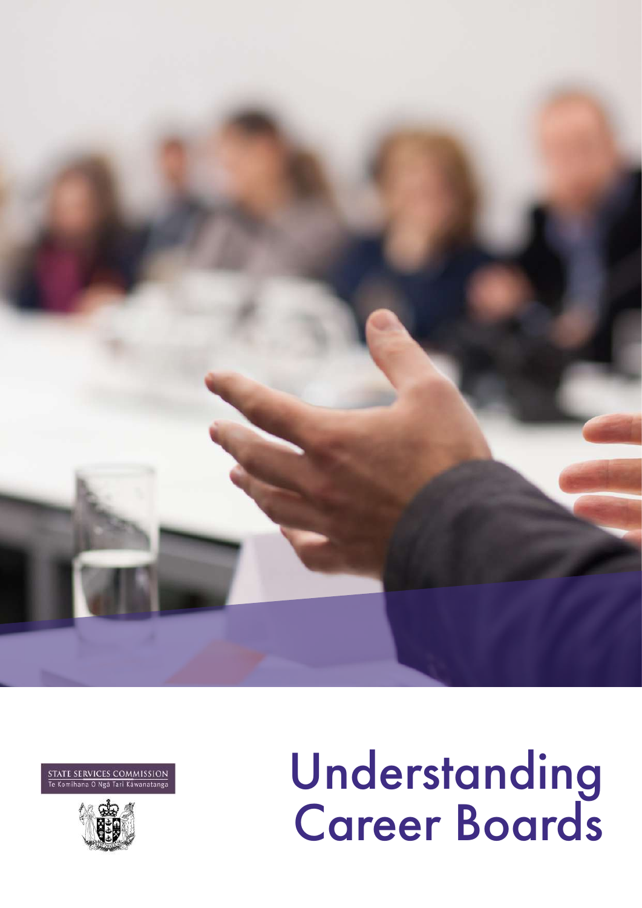STATE SERVICES COMMISSION
Te Komihana O Ngā Tari Kāwanatanga

# Understanding Career Boards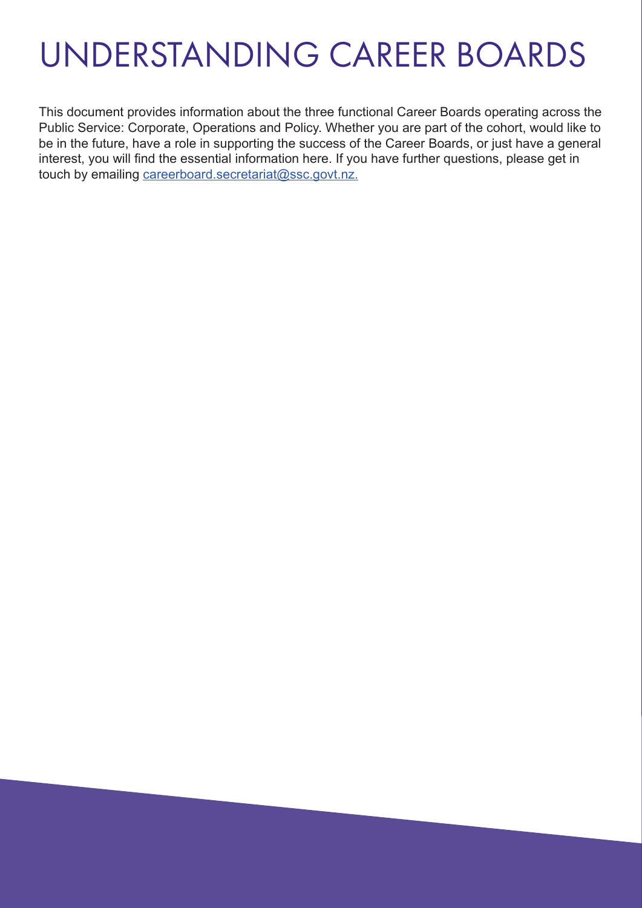# UNDERSTANDING CAREER BOARDS

This document provides information about the three functional Career Boards operating across the Public Service: Corporate, Operations and Policy. Whether you are part of the cohort, would like to be in the future, have a role in supporting the success of the Career Boards, or just have a general interest, you will find the essential information here. If you have further questions, please get in touch by emailing careerboard.secretariat@ssc.govt.nz.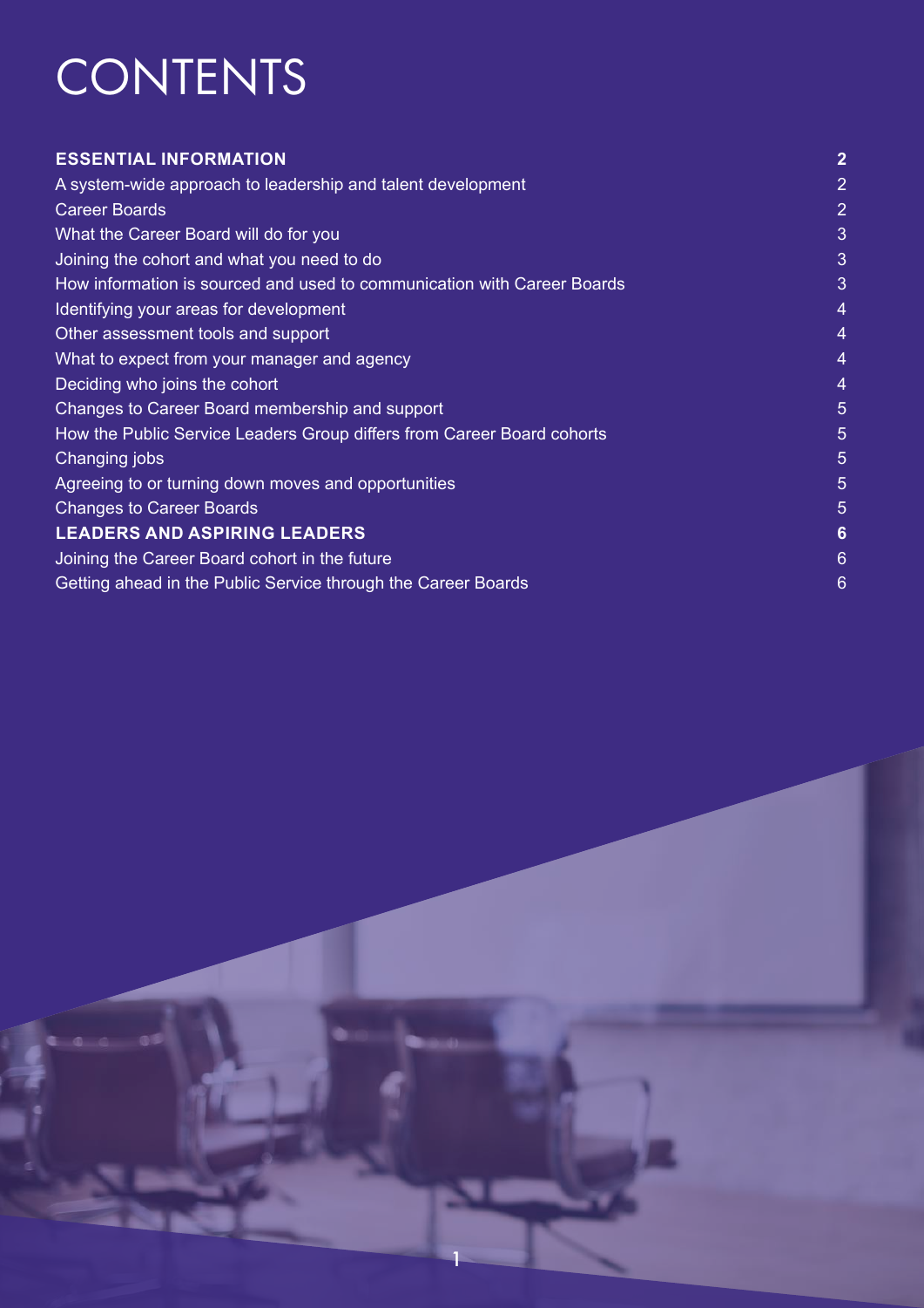# CONTENTS

| | |
|---|---|
| **ESSENTIAL INFORMATION** | **2** |
| A system-wide approach to leadership and talent development | 2 |
| Career Boards | 2 |
| What the Career Board will do for you | 3 |
| Joining the cohort and what you need to do | 3 |
| How information is sourced and used to communication with Career Boards | 3 |
| Identifying your areas for development | 4 |
| Other assessment tools and support | 4 |
| What to expect from your manager and agency | 4 |
| Deciding who joins the cohort | 4 |
| Changes to Career Board membership and support | 5 |
| How the Public Service Leaders Group differs from Career Board cohorts | 5 |
| Changing jobs | 5 |
| Agreeing to or turning down moves and opportunities | 5 |
| Changes to Career Boards | 5 |
| **LEADERS AND ASPIRING LEADERS** | **6** |
| Joining the Career Board cohort in the future | 6 |
| Getting ahead in the Public Service through the Career Boards | 6 |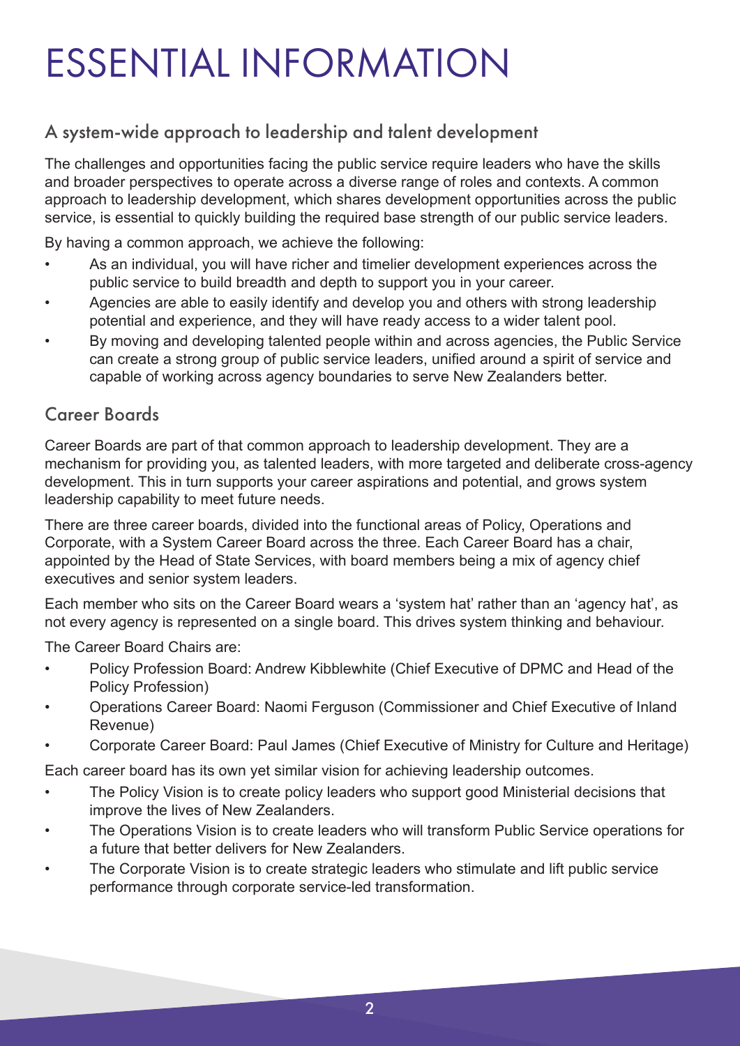# ESSENTIAL INFORMATION

## A system-wide approach to leadership and talent development

The challenges and opportunities facing the public service require leaders who have the skills and broader perspectives to operate across a diverse range of roles and contexts. A common approach to leadership development, which shares development opportunities across the public service, is essential to quickly building the required base strength of our public service leaders.

By having a common approach, we achieve the following:

- As an individual, you will have richer and timelier development experiences across the public service to build breadth and depth to support you in your career.
- Agencies are able to easily identify and develop you and others with strong leadership potential and experience, and they will have ready access to a wider talent pool.
- By moving and developing talented people within and across agencies, the Public Service can create a strong group of public service leaders, unified around a spirit of service and capable of working across agency boundaries to serve New Zealanders better.

## Career Boards

Career Boards are part of that common approach to leadership development. They are a mechanism for providing you, as talented leaders, with more targeted and deliberate cross-agency development. This in turn supports your career aspirations and potential, and grows system leadership capability to meet future needs.

There are three career boards, divided into the functional areas of Policy, Operations and Corporate, with a System Career Board across the three. Each Career Board has a chair, appointed by the Head of State Services, with board members being a mix of agency chief executives and senior system leaders.

Each member who sits on the Career Board wears a 'system hat' rather than an 'agency hat', as not every agency is represented on a single board. This drives system thinking and behaviour.

The Career Board Chairs are:

- Policy Profession Board: Andrew Kibblewhite (Chief Executive of DPMC and Head of the Policy Profession)
- Operations Career Board: Naomi Ferguson (Commissioner and Chief Executive of Inland Revenue)
- Corporate Career Board: Paul James (Chief Executive of Ministry for Culture and Heritage)

Each career board has its own yet similar vision for achieving leadership outcomes.

- The Policy Vision is to create policy leaders who support good Ministerial decisions that improve the lives of New Zealanders.
- The Operations Vision is to create leaders who will transform Public Service operations for a future that better delivers for New Zealanders.
- The Corporate Vision is to create strategic leaders who stimulate and lift public service performance through corporate service-led transformation.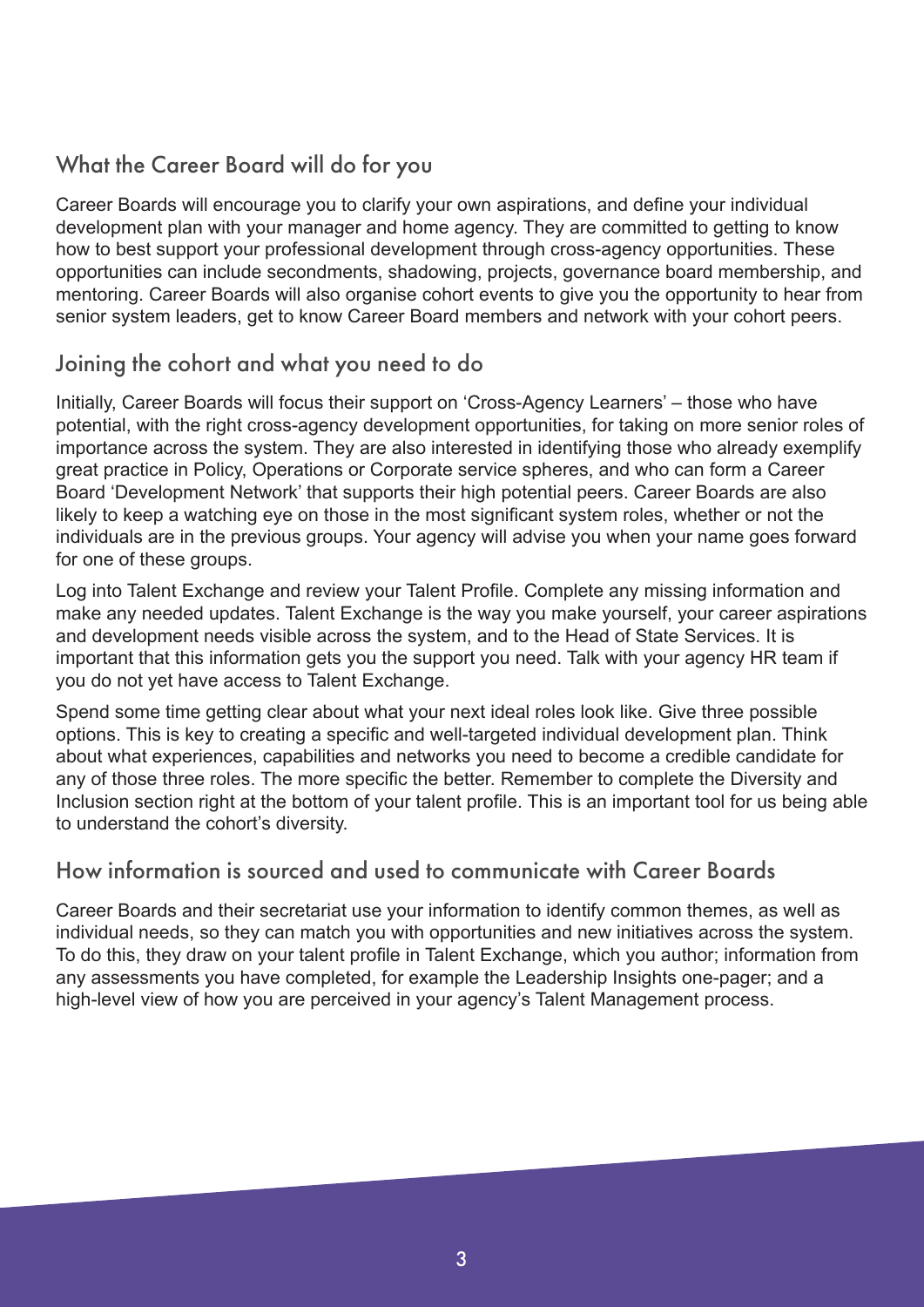## What the Career Board will do for you

Career Boards will encourage you to clarify your own aspirations, and define your individual development plan with your manager and home agency. They are committed to getting to know how to best support your professional development through cross-agency opportunities. These opportunities can include secondments, shadowing, projects, governance board membership, and mentoring. Career Boards will also organise cohort events to give you the opportunity to hear from senior system leaders, get to know Career Board members and network with your cohort peers.

## Joining the cohort and what you need to do

Initially, Career Boards will focus their support on 'Cross-Agency Learners' – those who have potential, with the right cross-agency development opportunities, for taking on more senior roles of importance across the system. They are also interested in identifying those who already exemplify great practice in Policy, Operations or Corporate service spheres, and who can form a Career Board 'Development Network' that supports their high potential peers. Career Boards are also likely to keep a watching eye on those in the most significant system roles, whether or not the individuals are in the previous groups. Your agency will advise you when your name goes forward for one of these groups.

Log into Talent Exchange and review your Talent Profile. Complete any missing information and make any needed updates. Talent Exchange is the way you make yourself, your career aspirations and development needs visible across the system, and to the Head of State Services. It is important that this information gets you the support you need. Talk with your agency HR team if you do not yet have access to Talent Exchange.

Spend some time getting clear about what your next ideal roles look like. Give three possible options. This is key to creating a specific and well-targeted individual development plan. Think about what experiences, capabilities and networks you need to become a credible candidate for any of those three roles. The more specific the better. Remember to complete the Diversity and Inclusion section right at the bottom of your talent profile. This is an important tool for us being able to understand the cohort's diversity.

## How information is sourced and used to communicate with Career Boards

Career Boards and their secretariat use your information to identify common themes, as well as individual needs, so they can match you with opportunities and new initiatives across the system. To do this, they draw on your talent profile in Talent Exchange, which you author; information from any assessments you have completed, for example the Leadership Insights one-pager; and a high-level view of how you are perceived in your agency's Talent Management process.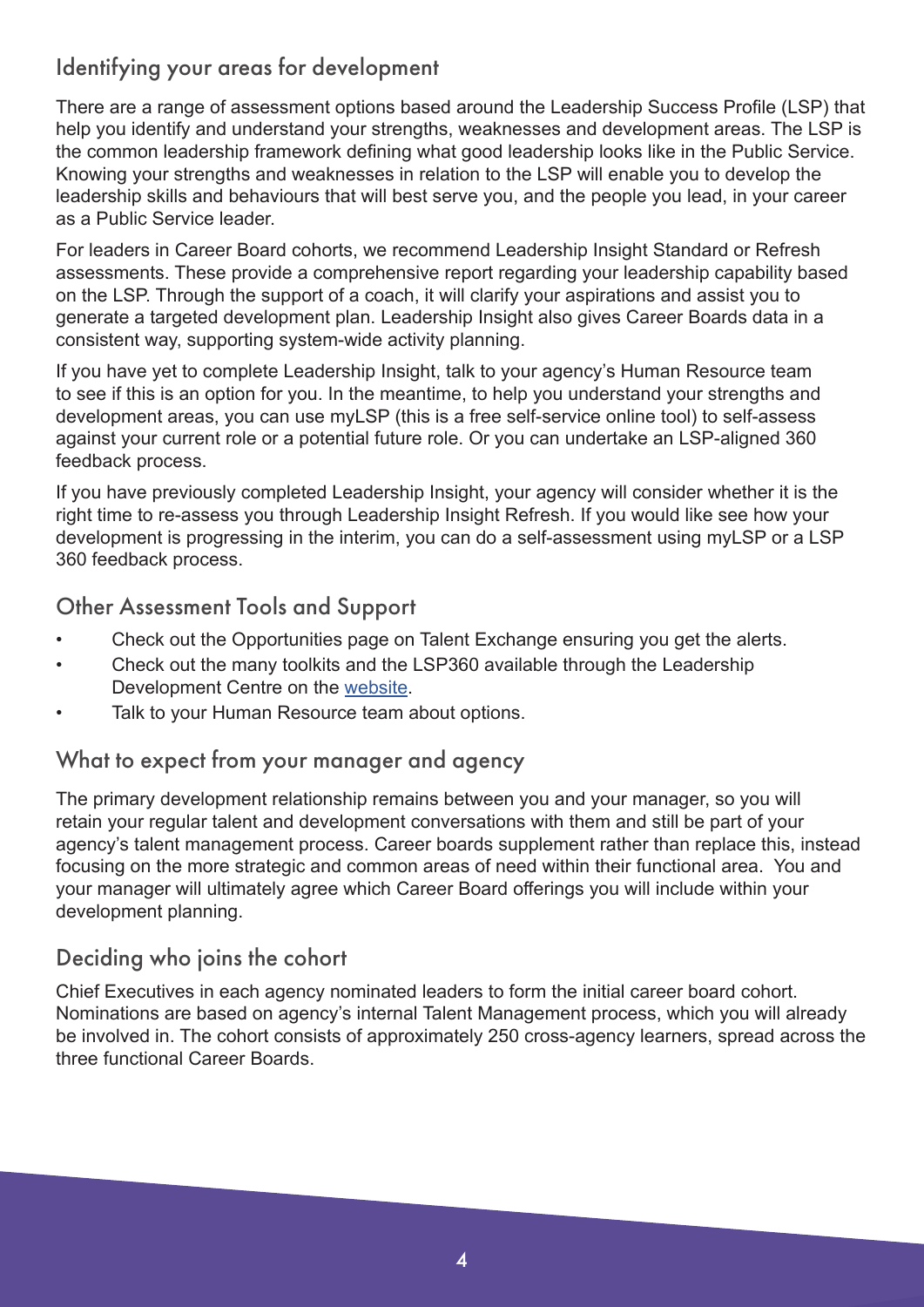## Identifying your areas for development

There are a range of assessment options based around the Leadership Success Profile (LSP) that help you identify and understand your strengths, weaknesses and development areas. The LSP is the common leadership framework defining what good leadership looks like in the Public Service. Knowing your strengths and weaknesses in relation to the LSP will enable you to develop the leadership skills and behaviours that will best serve you, and the people you lead, in your career as a Public Service leader.

For leaders in Career Board cohorts, we recommend Leadership Insight Standard or Refresh assessments. These provide a comprehensive report regarding your leadership capability based on the LSP. Through the support of a coach, it will clarify your aspirations and assist you to generate a targeted development plan. Leadership Insight also gives Career Boards data in a consistent way, supporting system-wide activity planning.

If you have yet to complete Leadership Insight, talk to your agency's Human Resource team to see if this is an option for you. In the meantime, to help you understand your strengths and development areas, you can use myLSP (this is a free self-service online tool) to self-assess against your current role or a potential future role. Or you can undertake an LSP-aligned 360 feedback process.

If you have previously completed Leadership Insight, your agency will consider whether it is the right time to re-assess you through Leadership Insight Refresh. If you would like see how your development is progressing in the interim, you can do a self-assessment using myLSP or a LSP 360 feedback process.

## Other Assessment Tools and Support

- Check out the Opportunities page on Talent Exchange ensuring you get the alerts.
- Check out the many toolkits and the LSP360 available through the Leadership Development Centre on the website.
- Talk to your Human Resource team about options.

## What to expect from your manager and agency

The primary development relationship remains between you and your manager, so you will retain your regular talent and development conversations with them and still be part of your agency's talent management process. Career boards supplement rather than replace this, instead focusing on the more strategic and common areas of need within their functional area. You and your manager will ultimately agree which Career Board offerings you will include within your development planning.

## Deciding who joins the cohort

Chief Executives in each agency nominated leaders to form the initial career board cohort. Nominations are based on agency's internal Talent Management process, which you will already be involved in. The cohort consists of approximately 250 cross-agency learners, spread across the three functional Career Boards.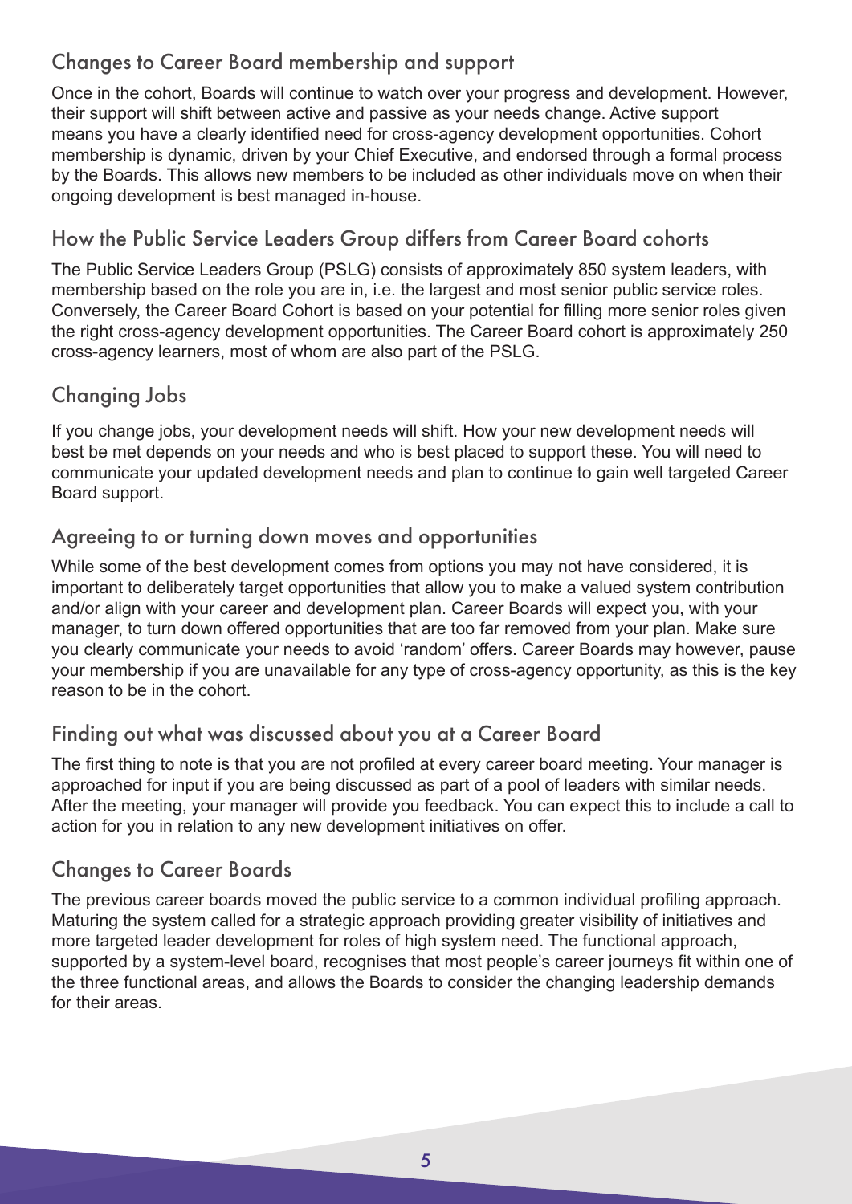## Changes to Career Board membership and support

Once in the cohort, Boards will continue to watch over your progress and development. However, their support will shift between active and passive as your needs change. Active support means you have a clearly identified need for cross-agency development opportunities. Cohort membership is dynamic, driven by your Chief Executive, and endorsed through a formal process by the Boards. This allows new members to be included as other individuals move on when their ongoing development is best managed in-house.

## How the Public Service Leaders Group differs from Career Board cohorts

The Public Service Leaders Group (PSLG) consists of approximately 850 system leaders, with membership based on the role you are in, i.e. the largest and most senior public service roles. Conversely, the Career Board Cohort is based on your potential for filling more senior roles given the right cross-agency development opportunities. The Career Board cohort is approximately 250 cross-agency learners, most of whom are also part of the PSLG.

## Changing Jobs

If you change jobs, your development needs will shift. How your new development needs will best be met depends on your needs and who is best placed to support these. You will need to communicate your updated development needs and plan to continue to gain well targeted Career Board support.

## Agreeing to or turning down moves and opportunities

While some of the best development comes from options you may not have considered, it is important to deliberately target opportunities that allow you to make a valued system contribution and/or align with your career and development plan. Career Boards will expect you, with your manager, to turn down offered opportunities that are too far removed from your plan. Make sure you clearly communicate your needs to avoid 'random' offers. Career Boards may however, pause your membership if you are unavailable for any type of cross-agency opportunity, as this is the key reason to be in the cohort.

## Finding out what was discussed about you at a Career Board

The first thing to note is that you are not profiled at every career board meeting. Your manager is approached for input if you are being discussed as part of a pool of leaders with similar needs. After the meeting, your manager will provide you feedback. You can expect this to include a call to action for you in relation to any new development initiatives on offer.

## Changes to Career Boards

The previous career boards moved the public service to a common individual profiling approach. Maturing the system called for a strategic approach providing greater visibility of initiatives and more targeted leader development for roles of high system need. The functional approach, supported by a system-level board, recognises that most people's career journeys fit within one of the three functional areas, and allows the Boards to consider the changing leadership demands for their areas.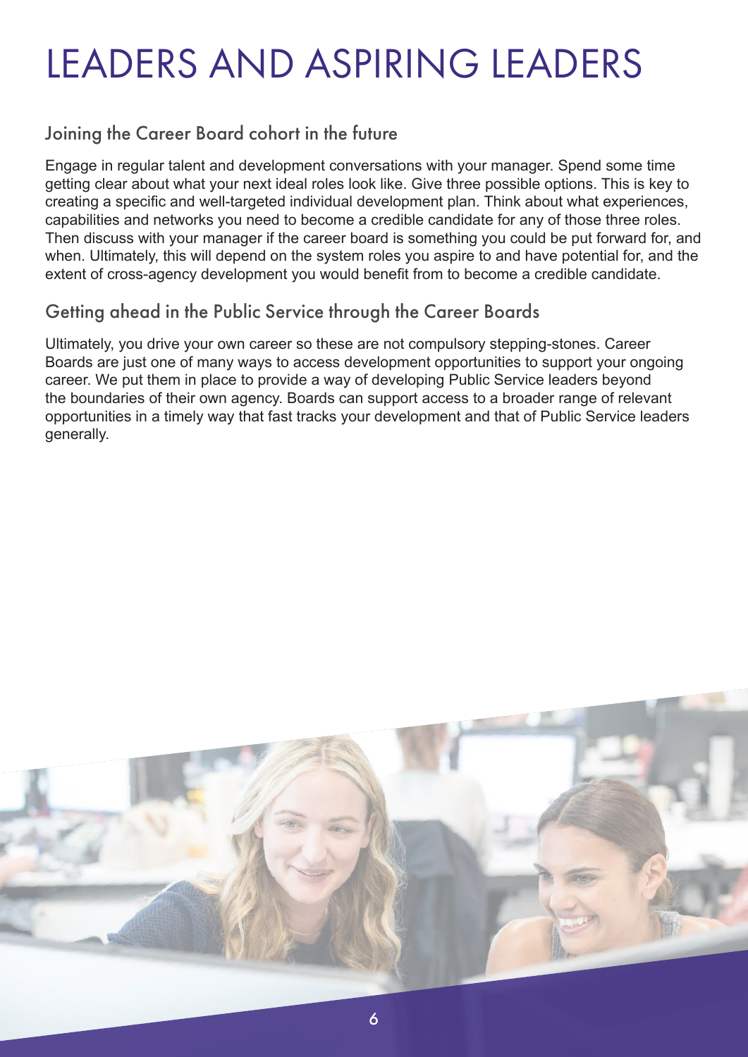# LEADERS AND ASPIRING LEADERS

## Joining the Career Board cohort in the future

Engage in regular talent and development conversations with your manager. Spend some time getting clear about what your next ideal roles look like. Give three possible options. This is key to creating a specific and well-targeted individual development plan. Think about what experiences, capabilities and networks you need to become a credible candidate for any of those three roles. Then discuss with your manager if the career board is something you could be put forward for, and when. Ultimately, this will depend on the system roles you aspire to and have potential for, and the extent of cross-agency development you would benefit from to become a credible candidate.

## Getting ahead in the Public Service through the Career Boards

Ultimately, you drive your own career so these are not compulsory stepping-stones. Career Boards are just one of many ways to access development opportunities to support your ongoing career. We put them in place to provide a way of developing Public Service leaders beyond the boundaries of their own agency. Boards can support access to a broader range of relevant opportunities in a timely way that fast tracks your development and that of Public Service leaders generally.